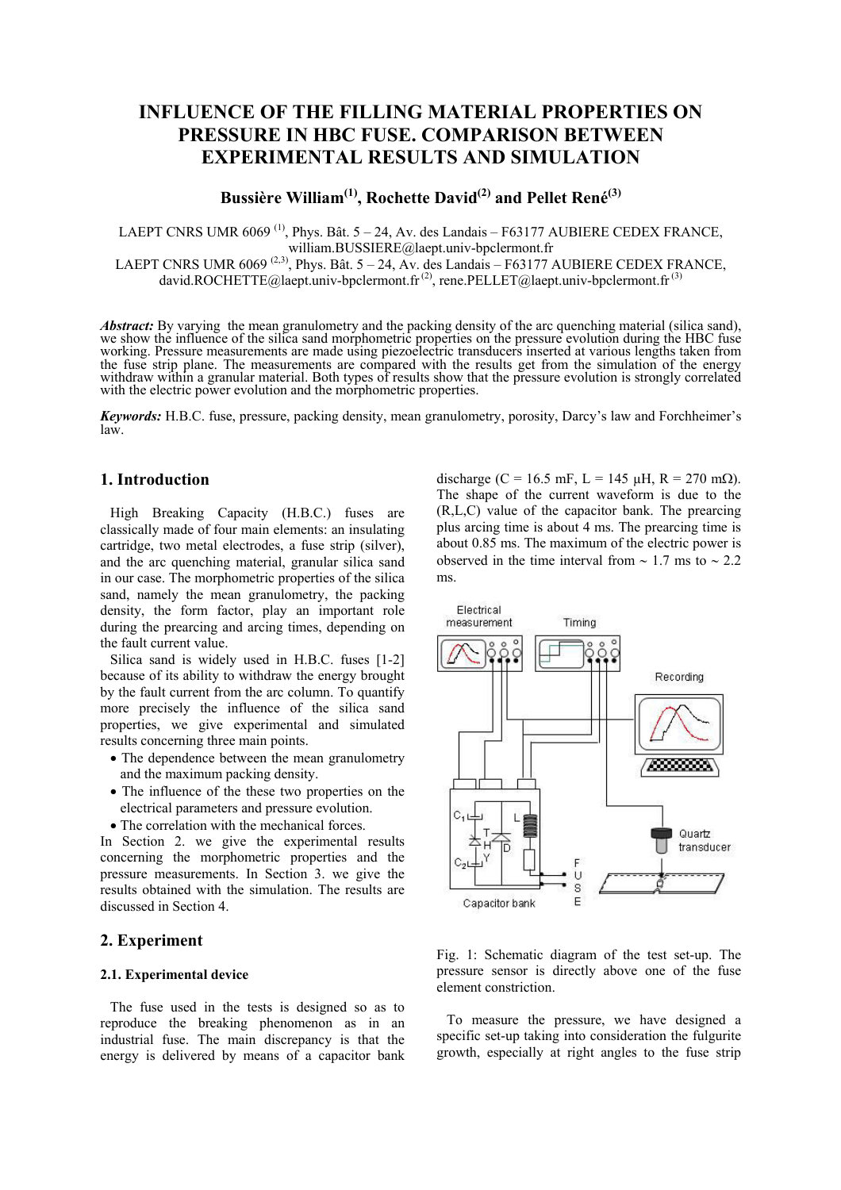# INFLUENCE OF THE FILLING MATERIAL PROPERTIES ON PRESSURE IN HBC FUSE. COMPARISON BETWEEN EXPERIMENTAL RESULTS AND SIMULATION

**Bussière William[1], Rochette David[2] and Pellet René[3]**

LAEPT CNRS UMR 6069 [1], Phys. Bât. 5 – 24, Av. des Landais – F63177 AUBIERE CEDEX FRANCE, william.BUSSIERE@laept.univ-bpclermont.fr
LAEPT CNRS UMR 6069 [2,3], Phys. Bât. 5 – 24, Av. des Landais – F63177 AUBIERE CEDEX FRANCE, david.ROCHETTE@laept.univ-bpclermont.fr [2], rene.PELLET@laept.univ-bpclermont.fr [3]

***Abstract:*** By varying the mean granulometry and the packing density of the arc quenching material (silica sand), we show the influence of the silica sand morphometric properties on the pressure evolution during the HBC fuse working. Pressure measurements are made using piezoelectric transducers inserted at various lengths taken from the fuse strip plane. The measurements are compared with the results get from the simulation of the energy withdraw within a granular material. Both types of results show that the pressure evolution is strongly correlated with the electric power evolution and the morphometric properties.

***Keywords:*** H.B.C. fuse, pressure, packing density, mean granulometry, porosity, Darcy's law and Forchheimer's law.

## 1. Introduction

High Breaking Capacity (H.B.C.) fuses are classically made of four main elements: an insulating cartridge, two metal electrodes, a fuse strip (silver), and the arc quenching material, granular silica sand in our case. The morphometric properties of the silica sand, namely the mean granulometry, the packing density, the form factor, play an important role during the prearcing and arcing times, depending on the fault current value.

Silica sand is widely used in H.B.C. fuses [1-2] because of its ability to withdraw the energy brought by the fault current from the arc column. To quantify more precisely the influence of the silica sand properties, we give experimental and simulated results concerning three main points.

- The dependence between the mean granulometry and the maximum packing density.
- The influence of the these two properties on the electrical parameters and pressure evolution.
- The correlation with the mechanical forces.

In Section 2. we give the experimental results concerning the morphometric properties and the pressure measurements. In Section 3. we give the results obtained with the simulation. The results are discussed in Section 4.

## 2. Experiment

### 2.1. Experimental device

The fuse used in the tests is designed so as to reproduce the breaking phenomenon as in an industrial fuse. The main discrepancy is that the energy is delivered by means of a capacitor bank discharge (C = 16.5 mF, L = 145 µH, R = 270 mΩ). The shape of the current waveform is due to the (R,L,C) value of the capacitor bank. The prearcing plus arcing time is about 4 ms. The prearcing time is about 0.85 ms. The maximum of the electric power is observed in the time interval from ~ 1.7 ms to ~ 2.2 ms.

Fig. 1: Schematic diagram of the test set-up. The pressure sensor is directly above one of the fuse element constriction.

To measure the pressure, we have designed a specific set-up taking into consideration the fulgurite growth, especially at right angles to the fuse strip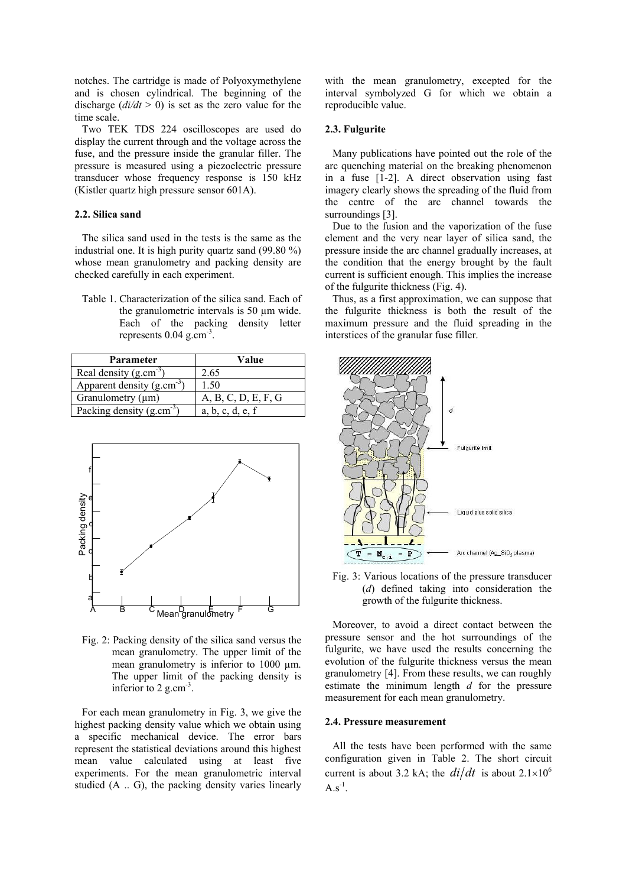notches. The cartridge is made of Polyoxymethylene and is chosen cylindrical. The beginning of the discharge ($di/dt > 0$) is set as the zero value for the time scale.

Two TEK TDS 224 oscilloscopes are used do display the current through and the voltage across the fuse, and the pressure inside the granular filler. The pressure is measured using a piezoelectric pressure transducer whose frequency response is 150 kHz (Kistler quartz high pressure sensor 601A).

### 2.2. Silica sand

The silica sand used in the tests is the same as the industrial one. It is high purity quartz sand (99.80 %) whose mean granulometry and packing density are checked carefully in each experiment.

Table 1. Characterization of the silica sand. Each of the granulometric intervals is 50 µm wide. Each of the packing density letter represents 0.04 g.cm$^{-3}$.

| Parameter | Value |
|---|---|
| Real density (g.cm$^{-3}$) | 2.65 |
| Apparent density (g.cm$^{-3}$) | 1.50 |
| Granulometry (µm) | A, B, C, D, E, F, G |
| Packing density (g.cm$^{-3}$) | a, b, c, d, e, f |

Fig. 2: Packing density of the silica sand versus the mean granulometry. The upper limit of the mean granulometry is inferior to 1000 µm. The upper limit of the packing density is inferior to 2 g.cm$^{-3}$.

For each mean granulometry in Fig. 3, we give the highest packing density value which we obtain using a specific mechanical device. The error bars represent the statistical deviations around this highest mean value calculated using at least five experiments. For the mean granulometric interval studied (A .. G), the packing density varies linearly with the mean granulometry, excepted for the interval symbolyzed G for which we obtain a reproducible value.

### 2.3. Fulgurite

Many publications have pointed out the role of the arc quenching material on the breaking phenomenon in a fuse [1-2]. A direct observation using fast imagery clearly shows the spreading of the fluid from the centre of the arc channel towards the surroundings [3].

Due to the fusion and the vaporization of the fuse element and the very near layer of silica sand, the pressure inside the arc channel gradually increases, at the condition that the energy brought by the fault current is sufficient enough. This implies the increase of the fulgurite thickness (Fig. 4).

Thus, as a first approximation, we can suppose that the fulgurite thickness is both the result of the maximum pressure and the fluid spreading in the interstices of the granular fuse filler.

Fig. 3: Various locations of the pressure transducer ($d$) defined taking into consideration the growth of the fulgurite thickness.

Moreover, to avoid a direct contact between the pressure sensor and the hot surroundings of the fulgurite, we have used the results concerning the evolution of the fulgurite thickness versus the mean granulometry [4]. From these results, we can roughly estimate the minimum length $d$ for the pressure measurement for each mean granulometry.

### 2.4. Pressure measurement

All the tests have been performed with the same configuration given in Table 2. The short circuit current is about 3.2 kA; the $di/dt$ is about $2.1 \times 10^{6}$ A.s$^{-1}$.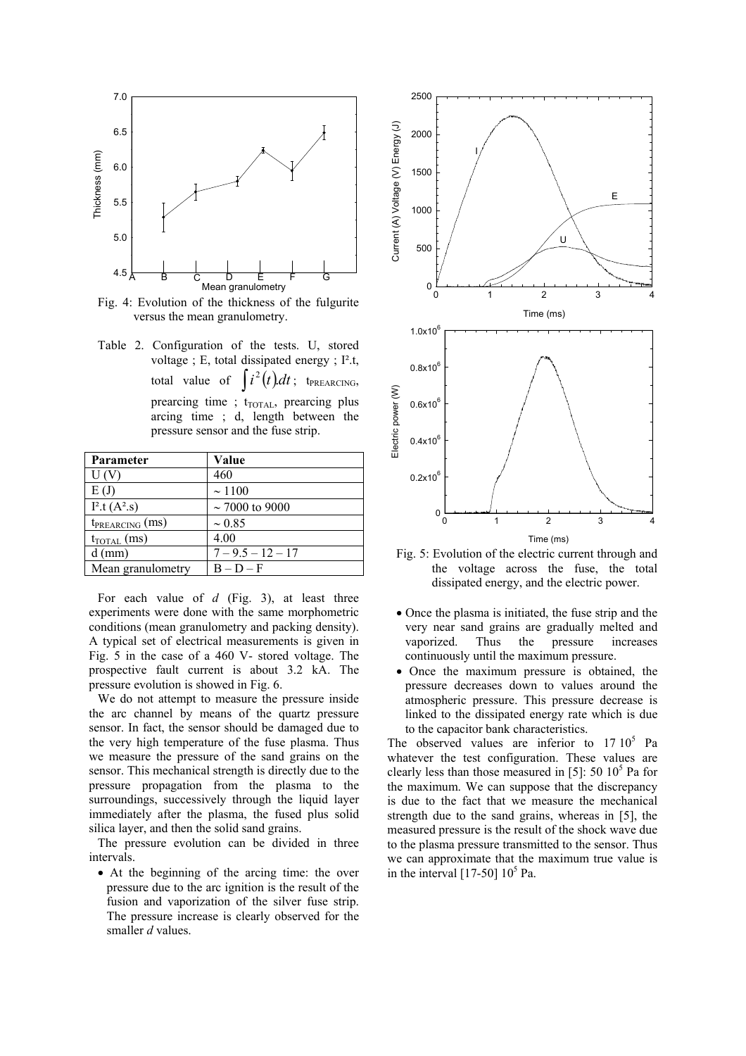Fig. 4: Evolution of the thickness of the fulgurite versus the mean granulometry.

Table 2. Configuration of the tests. U, stored voltage ; E, total dissipated energy ; I².t, total value of $\int i^2(t).dt$ ; $t_{PREARCING}$, prearcing time ; $t_{TOTAL}$, prearcing plus arcing time ; d, length between the pressure sensor and the fuse strip.

| Parameter | Value |
|---|---|
| U (V) | 460 |
| E (J) | ~ 1100 |
| I².t (A².s) | ~ 7000 to 9000 |
| $t_{PREARCING}$ (ms) | ~ 0.85 |
| $t_{TOTAL}$ (ms) | 4.00 |
| d (mm) | 7 – 9.5 – 12 – 17 |
| Mean granulometry | B – D – F |

For each value of *d* (Fig. 3), at least three experiments were done with the same morphometric conditions (mean granulometry and packing density). A typical set of electrical measurements is given in Fig. 5 in the case of a 460 V- stored voltage. The prospective fault current is about 3.2 kA. The pressure evolution is showed in Fig. 6.

We do not attempt to measure the pressure inside the arc channel by means of the quartz pressure sensor. In fact, the sensor should be damaged due to the very high temperature of the fuse plasma. Thus we measure the pressure of the sand grains on the sensor. This mechanical strength is directly due to the pressure propagation from the plasma to the surroundings, successively through the liquid layer immediately after the plasma, the fused plus solid silica layer, and then the solid sand grains.

The pressure evolution can be divided in three intervals.

- At the beginning of the arcing time: the over pressure due to the arc ignition is the result of the fusion and vaporization of the silver fuse strip. The pressure increase is clearly observed for the smaller *d* values.

Fig. 5: Evolution of the electric current through and the voltage across the fuse, the total dissipated energy, and the electric power.

- Once the plasma is initiated, the fuse strip and the very near sand grains are gradually melted and vaporized. Thus the pressure increases continuously until the maximum pressure.
- Once the maximum pressure is obtained, the pressure decreases down to values around the atmospheric pressure. This pressure decrease is linked to the dissipated energy rate which is due to the capacitor bank characteristics.

The observed values are inferior to $17\ 10^5$ Pa whatever the test configuration. These values are clearly less than those measured in [5]: $50\ 10^5$ Pa for the maximum. We can suppose that the discrepancy is due to the fact that we measure the mechanical strength due to the sand grains, whereas in [5], the measured pressure is the result of the shock wave due to the plasma pressure transmitted to the sensor. Thus we can approximate that the maximum true value is in the interval $[17\text{-}50]\ 10^5$ Pa.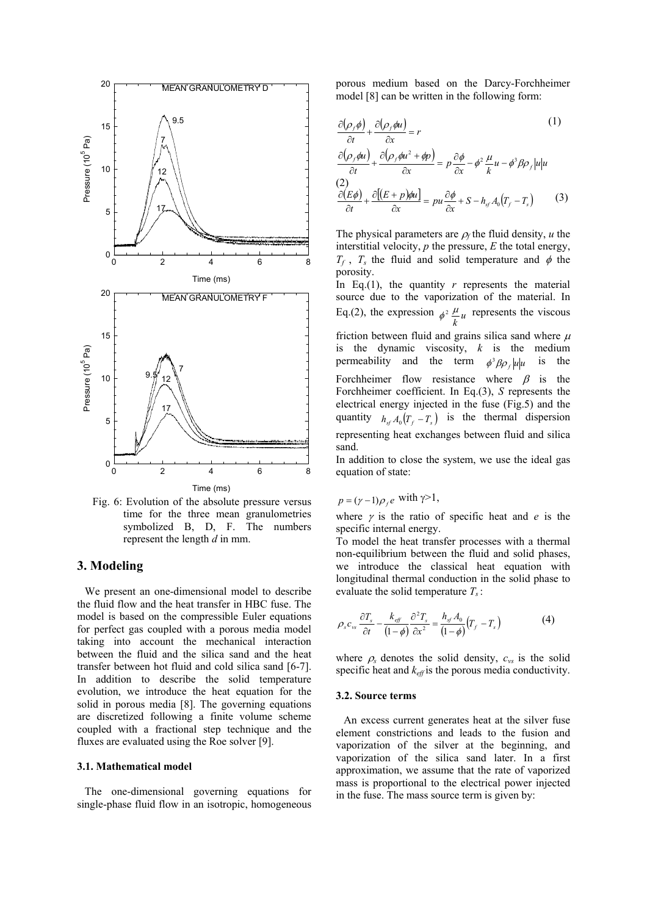Fig. 6: Evolution of the absolute pressure versus time for the three mean granulometries symbolized B, D, F. The numbers represent the length $d$ in mm.

## 3. Modeling

We present an one-dimensional model to describe the fluid flow and the heat transfer in HBC fuse. The model is based on the compressible Euler equations for perfect gas coupled with a porous media model taking into account the mechanical interaction between the fluid and the silica sand and the heat transfer between hot fluid and cold silica sand [6-7]. In addition to describe the solid temperature evolution, we introduce the heat equation for the solid in porous media [8]. The governing equations are discretized following a finite volume scheme coupled with a fractional step technique and the fluxes are evaluated using the Roe solver [9].

### 3.1. Mathematical model

The one-dimensional governing equations for single-phase fluid flow in an isotropic, homogeneous porous medium based on the Darcy-Forchheimer model [8] can be written in the following form:

$$\frac{\partial(\rho_f \phi)}{\partial t} + \frac{\partial(\rho_f \phi u)}{\partial x} = r \tag{1}$$

$$\frac{\partial(\rho_f \phi u)}{\partial t} + \frac{\partial(\rho_f \phi u^2 + \phi p)}{\partial x} = p\frac{\partial \phi}{\partial x} - \phi^2 \frac{\mu}{k} u - \phi^3 \beta \rho_f |u| u \tag{2}$$

$$\frac{\partial(E\phi)}{\partial t} + \frac{\partial[(E+p)\phi u]}{\partial x} = pu\frac{\partial \phi}{\partial x} + S - h_{sf} A_0 (T_f - T_s) \tag{3}$$

The physical parameters are $\rho_f$ the fluid density, $u$ the interstitial velocity, $p$ the pressure, $E$ the total energy, $T_f$, $T_s$ the fluid and solid temperature and $\phi$ the porosity.

In Eq.(1), the quantity $r$ represents the material source due to the vaporization of the material. In Eq.(2), the expression $\phi^2 \frac{\mu}{k} u$ represents the viscous friction between fluid and grains silica sand where $\mu$ is the dynamic viscosity, $k$ is the medium permeability and the term $\phi^3 \beta \rho_f |u| u$ is the Forchheimer flow resistance where $\beta$ is the Forchheimer coefficient. In Eq.(3), $S$ represents the electrical energy injected in the fuse (Fig.5) and the quantity $h_{sf} A_0 (T_f - T_s)$ is the thermal dispersion representing heat exchanges between fluid and silica sand.

In addition to close the system, we use the ideal gas equation of state:

$$p = (\gamma - 1)\rho_f e \text{ with } \gamma > 1,$$

where $\gamma$ is the ratio of specific heat and $e$ is the specific internal energy.

To model the heat transfer processes with a thermal non-equilibrium between the fluid and solid phases, we introduce the classical heat equation with longitudinal thermal conduction in the solid phase to evaluate the solid temperature $T_s$:

$$\rho_s c_{vs} \frac{\partial T_s}{\partial t} - \frac{k_{eff}}{(1-\phi)} \frac{\partial^2 T_s}{\partial x^2} = \frac{h_{sf} A_0}{(1-\phi)} (T_f - T_s) \tag{4}$$

where $\rho_s$ denotes the solid density, $c_{vs}$ is the solid specific heat and $k_{eff}$ is the porous media conductivity.

### 3.2. Source terms

An excess current generates heat at the silver fuse element constrictions and leads to the fusion and vaporization of the silver at the beginning, and vaporization of the silica sand later. In a first approximation, we assume that the rate of vaporized mass is proportional to the electrical power injected in the fuse. The mass source term is given by: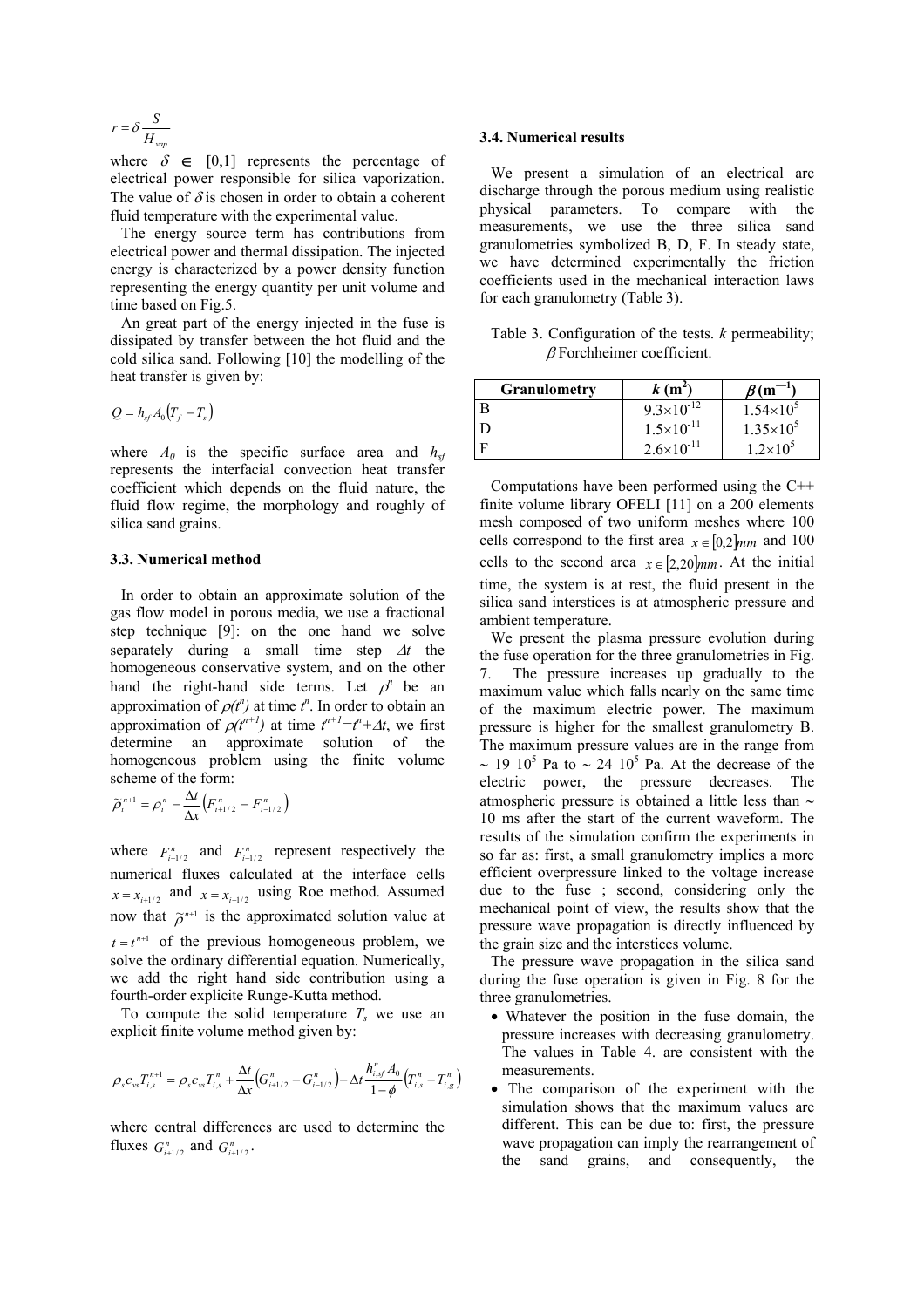$$r = \delta \frac{S}{H_{vap}}$$

where $\delta \in [0,1]$ represents the percentage of electrical power responsible for silica vaporization. The value of $\delta$ is chosen in order to obtain a coherent fluid temperature with the experimental value.

The energy source term has contributions from electrical power and thermal dissipation. The injected energy is characterized by a power density function representing the energy quantity per unit volume and time based on Fig.5.

An great part of the energy injected in the fuse is dissipated by transfer between the hot fluid and the cold silica sand. Following [10] the modelling of the heat transfer is given by:

$$Q = h_{sf} A_0 (T_f - T_s)$$

where $A_0$ is the specific surface area and $h_{sf}$ represents the interfacial convection heat transfer coefficient which depends on the fluid nature, the fluid flow regime, the morphology and roughly of silica sand grains.

### 3.3. Numerical method

In order to obtain an approximate solution of the gas flow model in porous media, we use a fractional step technique [9]: on the one hand we solve separately during a small time step $\Delta t$ the homogeneous conservative system, and on the other hand the right-hand side terms. Let $\rho^n$ be an approximation of $\rho(t^n)$ at time $t^n$. In order to obtain an approximation of $\rho(t^{n+1})$ at time $t^{n+1}=t^n+\Delta t$, we first determine an approximate solution of the homogeneous problem using the finite volume scheme of the form:

$$\tilde{\rho}_i^{n+1} = \rho_i^n - \frac{\Delta t}{\Delta x}\left(F_{i+1/2}^n - F_{i-1/2}^n\right)$$

where $F_{i+1/2}^n$ and $F_{i-1/2}^n$ represent respectively the numerical fluxes calculated at the interface cells $x = x_{i+1/2}$ and $x = x_{i-1/2}$ using Roe method. Assumed now that $\tilde{\rho}^{n+1}$ is the approximated solution value at $t = t^{n+1}$ of the previous homogeneous problem, we solve the ordinary differential equation. Numerically, we add the right hand side contribution using a fourth-order explicite Runge-Kutta method.

To compute the solid temperature $T_s$ we use an explicit finite volume method given by:

$$\rho_s c_{vs} T_{i,s}^{n+1} = \rho_s c_{vs} T_{i,s}^n + \frac{\Delta t}{\Delta x}\left(G_{i+1/2}^n - G_{i-1/2}^n\right) - \Delta t \frac{h_{i,sf}^n A_0}{1-\phi}\left(T_{i,s}^n - T_{i,g}^n\right)$$

where central differences are used to determine the fluxes $G_{i+1/2}^n$ and $G_{i+1/2}^n$.

### 3.4. Numerical results

We present a simulation of an electrical arc discharge through the porous medium using realistic physical parameters. To compare with the measurements, we use the three silica sand granulometries symbolized B, D, F. In steady state, we have determined experimentally the friction coefficients used in the mechanical interaction laws for each granulometry (Table 3).

Table 3. Configuration of the tests. $k$ permeability; $\beta$ Forchheimer coefficient.

| Granulometry | $k$ (m$^2$) | $\beta$ (m$^{-1}$) |
|---|---|---|
| B | $9.3\times10^{-12}$ | $1.54\times10^5$ |
| D | $1.5\times10^{-11}$ | $1.35\times10^5$ |
| F | $2.6\times10^{-11}$ | $1.2\times10^5$ |

Computations have been performed using the C++ finite volume library OFELI [11] on a 200 elements mesh composed of two uniform meshes where 100 cells correspond to the first area $x \in [0,2]mm$ and 100 cells to the second area $x \in [2,20]mm$. At the initial time, the system is at rest, the fluid present in the silica sand interstices is at atmospheric pressure and ambient temperature.

We present the plasma pressure evolution during the fuse operation for the three granulometries in Fig. 7. The pressure increases up gradually to the maximum value which falls nearly on the same time of the maximum electric power. The maximum pressure is higher for the smallest granulometry B. The maximum pressure values are in the range from $\sim 19\ 10^5$ Pa to $\sim 24\ 10^5$ Pa. At the decrease of the electric power, the pressure decreases. The atmospheric pressure is obtained a little less than $\sim$ 10 ms after the start of the current waveform. The results of the simulation confirm the experiments in so far as: first, a small granulometry implies a more efficient overpressure linked to the voltage increase due to the fuse ; second, considering only the mechanical point of view, the results show that the pressure wave propagation is directly influenced by the grain size and the interstices volume.

The pressure wave propagation in the silica sand during the fuse operation is given in Fig. 8 for the three granulometries.

- Whatever the position in the fuse domain, the pressure increases with decreasing granulometry. The values in Table 4. are consistent with the measurements.
- The comparison of the experiment with the simulation shows that the maximum values are different. This can be due to: first, the pressure wave propagation can imply the rearrangement of the sand grains, and consequently, the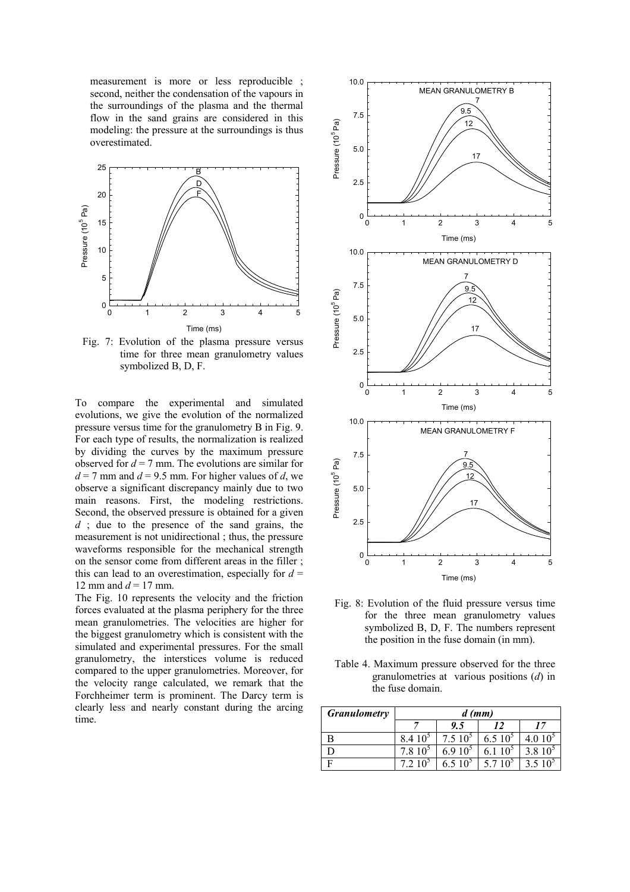measurement is more or less reproducible ; second, neither the condensation of the vapours in the surroundings of the plasma and the thermal flow in the sand grains are considered in this modeling: the pressure at the surroundings is thus overestimated.

Fig. 7: Evolution of the plasma pressure versus time for three mean granulometry values symbolized B, D, F.

To compare the experimental and simulated evolutions, we give the evolution of the normalized pressure versus time for the granulometry B in Fig. 9. For each type of results, the normalization is realized by dividing the curves by the maximum pressure observed for $d = 7$ mm. The evolutions are similar for $d = 7$ mm and $d = 9.5$ mm. For higher values of $d$, we observe a significant discrepancy mainly due to two main reasons. First, the modeling restrictions. Second, the observed pressure is obtained for a given $d$ ; due to the presence of the sand grains, the measurement is not unidirectional ; thus, the pressure waveforms responsible for the mechanical strength on the sensor come from different areas in the filler ; this can lead to an overestimation, especially for $d = 12$ mm and $d = 17$ mm.

The Fig. 10 represents the velocity and the friction forces evaluated at the plasma periphery for the three mean granulometries. The velocities are higher for the biggest granulometry which is consistent with the simulated and experimental pressures. For the small granulometry, the interstices volume is reduced compared to the upper granulometries. Moreover, for the velocity range calculated, we remark that the Forchheimer term is prominent. The Darcy term is clearly less and nearly constant during the arcing time.

Fig. 8: Evolution of the fluid pressure versus time for the three mean granulometry values symbolized B, D, F. The numbers represent the position in the fuse domain (in mm).

Table 4. Maximum pressure observed for the three granulometries at various positions ($d$) in the fuse domain.

| ***Granulometry*** | ***d (mm)*** | | | |
|---|---|---|---|---|
| | ***7*** | ***9.5*** | ***12*** | ***17*** |
| B | $8.4\ 10^5$ | $7.5\ 10^5$ | $6.5\ 10^5$ | $4.0\ 10^5$ |
| D | $7.8\ 10^5$ | $6.9\ 10^5$ | $6.1\ 10^5$ | $3.8\ 10^5$ |
| F | $7.2\ 10^5$ | $6.5\ 10^5$ | $5.7\ 10^5$ | $3.5\ 10^5$ |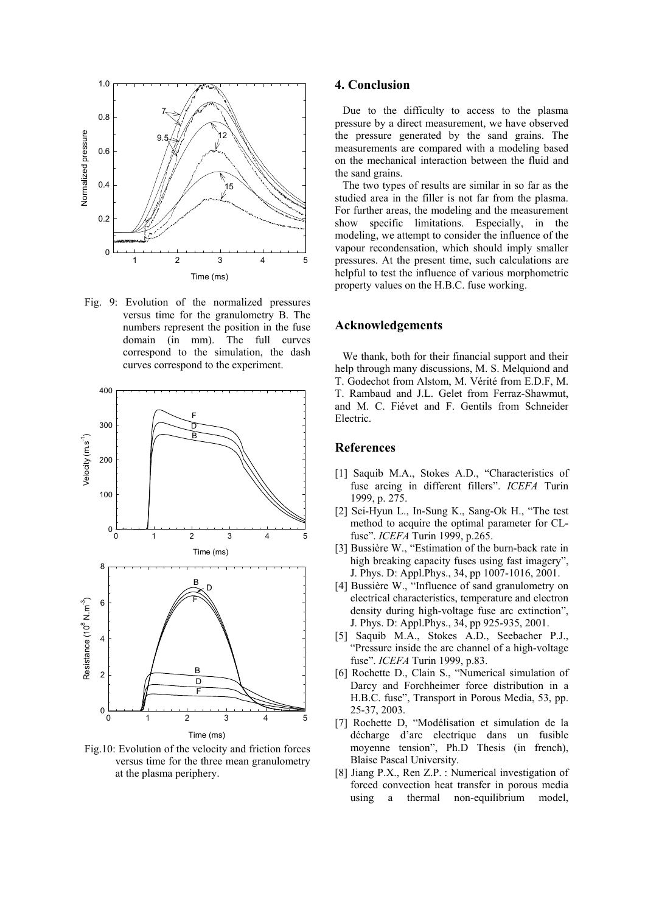Fig. 9: Evolution of the normalized pressures versus time for the granulometry B. The numbers represent the position in the fuse domain (in mm). The full curves correspond to the simulation, the dash curves correspond to the experiment.

Fig.10: Evolution of the velocity and friction forces versus time for the three mean granulometry at the plasma periphery.

## 4. Conclusion

Due to the difficulty to access to the plasma pressure by a direct measurement, we have observed the pressure generated by the sand grains. The measurements are compared with a modeling based on the mechanical interaction between the fluid and the sand grains.

The two types of results are similar in so far as the studied area in the filler is not far from the plasma. For further areas, the modeling and the measurement show specific limitations. Especially, in the modeling, we attempt to consider the influence of the vapour recondensation, which should imply smaller pressures. At the present time, such calculations are helpful to test the influence of various morphometric property values on the H.B.C. fuse working.

## Acknowledgements

We thank, both for their financial support and their help through many discussions, M. S. Melquiond and T. Godechot from Alstom, M. Vérité from E.D.F, M. T. Rambaud and J.L. Gelet from Ferraz-Shawmut, and M. C. Fiévet and F. Gentils from Schneider Electric.

## References

[1] Saquib M.A., Stokes A.D., "Characteristics of fuse arcing in different fillers". *ICEFA* Turin 1999, p. 275.

[2] Sei-Hyun L., In-Sung K., Sang-Ok H., "The test method to acquire the optimal parameter for CL-fuse". *ICEFA* Turin 1999, p.265.

[3] Bussière W., "Estimation of the burn-back rate in high breaking capacity fuses using fast imagery", J. Phys. D: Appl.Phys., 34, pp 1007-1016, 2001.

[4] Bussière W., "Influence of sand granulometry on electrical characteristics, temperature and electron density during high-voltage fuse arc extinction", J. Phys. D: Appl.Phys., 34, pp 925-935, 2001.

[5] Saquib M.A., Stokes A.D., Seebacher P.J., "Pressure inside the arc channel of a high-voltage fuse". *ICEFA* Turin 1999, p.83.

[6] Rochette D., Clain S., "Numerical simulation of Darcy and Forchheimer force distribution in a H.B.C. fuse", Transport in Porous Media, 53, pp. 25-37, 2003.

[7] Rochette D, "Modélisation et simulation de la décharge d'arc electrique dans un fusible moyenne tension", Ph.D Thesis (in french), Blaise Pascal University.

[8] Jiang P.X., Ren Z.P. : Numerical investigation of forced convection heat transfer in porous media using a thermal non-equilibrium model,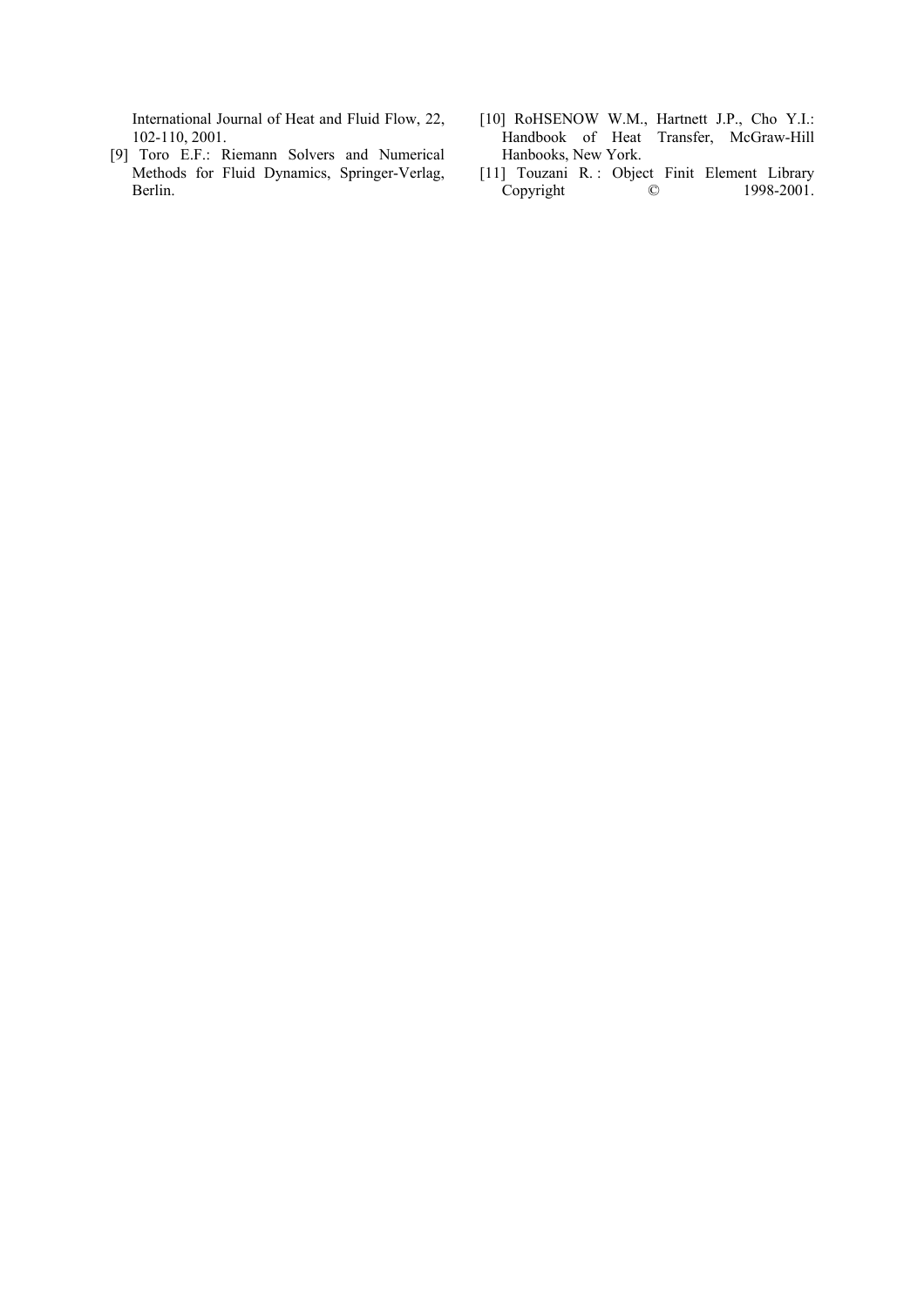International Journal of Heat and Fluid Flow, 22, 102-110, 2001.

[9] Toro E.F.: Riemann Solvers and Numerical Methods for Fluid Dynamics, Springer-Verlag, Berlin.

[10] RoHSENOW W.M., Hartnett J.P., Cho Y.I.: Handbook of Heat Transfer, McGraw-Hill Hanbooks, New York.

[11] Touzani R. : Object Finit Element Library Copyright © 1998-2001.